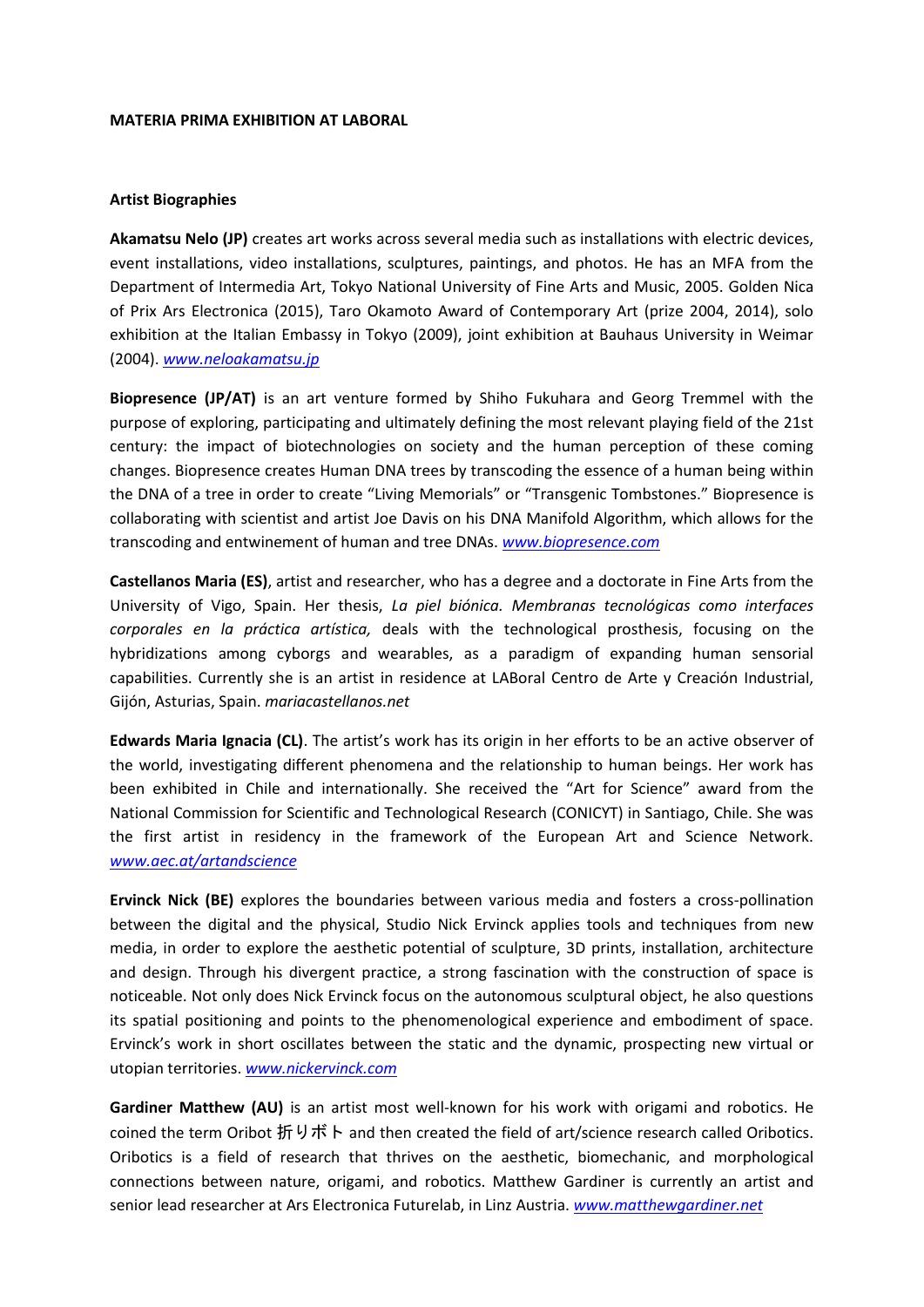**MATERIA PRIMA EXHIBITION AT LABORAL**

**Artist Biographies**

**Akamatsu Nelo (JP)** creates art works across several media such as installations with electric devices, event installations, video installations, sculptures, paintings, and photos. He has an MFA from the Department of Intermedia Art, Tokyo National University of Fine Arts and Music, 2005. Golden Nica of Prix Ars Electronica (2015), Taro Okamoto Award of Contemporary Art (prize 2004, 2014), solo exhibition at the Italian Embassy in Tokyo (2009), joint exhibition at Bauhaus University in Weimar (2004). *www.neloakamatsu.jp*

**Biopresence (JP/AT)** is an art venture formed by Shiho Fukuhara and Georg Tremmel with the purpose of exploring, participating and ultimately defining the most relevant playing field of the 21st century: the impact of biotechnologies on society and the human perception of these coming changes. Biopresence creates Human DNA trees by transcoding the essence of a human being within the DNA of a tree in order to create "Living Memorials" or "Transgenic Tombstones." Biopresence is collaborating with scientist and artist Joe Davis on his DNA Manifold Algorithm, which allows for the transcoding and entwinement of human and tree DNAs. *www.biopresence.com*

**Castellanos Maria (ES)**, artist and researcher, who has a degree and a doctorate in Fine Arts from the University of Vigo, Spain. Her thesis, *La piel biónica. Membranas tecnológicas como interfaces corporales en la práctica artística,* deals with the technological prosthesis, focusing on the hybridizations among cyborgs and wearables, as a paradigm of expanding human sensorial capabilities. Currently she is an artist in residence at LABoral Centro de Arte y Creación Industrial, Gijón, Asturias, Spain. *mariacastellanos.net*

**Edwards Maria Ignacia (CL)**. The artist's work has its origin in her efforts to be an active observer of the world, investigating different phenomena and the relationship to human beings. Her work has been exhibited in Chile and internationally. She received the "Art for Science" award from the National Commission for Scientific and Technological Research (CONICYT) in Santiago, Chile. She was the first artist in residency in the framework of the European Art and Science Network. *www.aec.at/artandscience*

**Ervinck Nick (BE)** explores the boundaries between various media and fosters a cross-pollination between the digital and the physical, Studio Nick Ervinck applies tools and techniques from new media, in order to explore the aesthetic potential of sculpture, 3D prints, installation, architecture and design. Through his divergent practice, a strong fascination with the construction of space is noticeable. Not only does Nick Ervinck focus on the autonomous sculptural object, he also questions its spatial positioning and points to the phenomenological experience and embodiment of space. Ervinck's work in short oscillates between the static and the dynamic, prospecting new virtual or utopian territories. *www.nickervinck.com*

**Gardiner Matthew (AU)** is an artist most well-known for his work with origami and robotics. He coined the term Oribot 折りボト and then created the field of art/science research called Oribotics. Oribotics is a field of research that thrives on the aesthetic, biomechanic, and morphological connections between nature, origami, and robotics. Matthew Gardiner is currently an artist and senior lead researcher at Ars Electronica Futurelab, in Linz Austria. *www.matthewgardiner.net*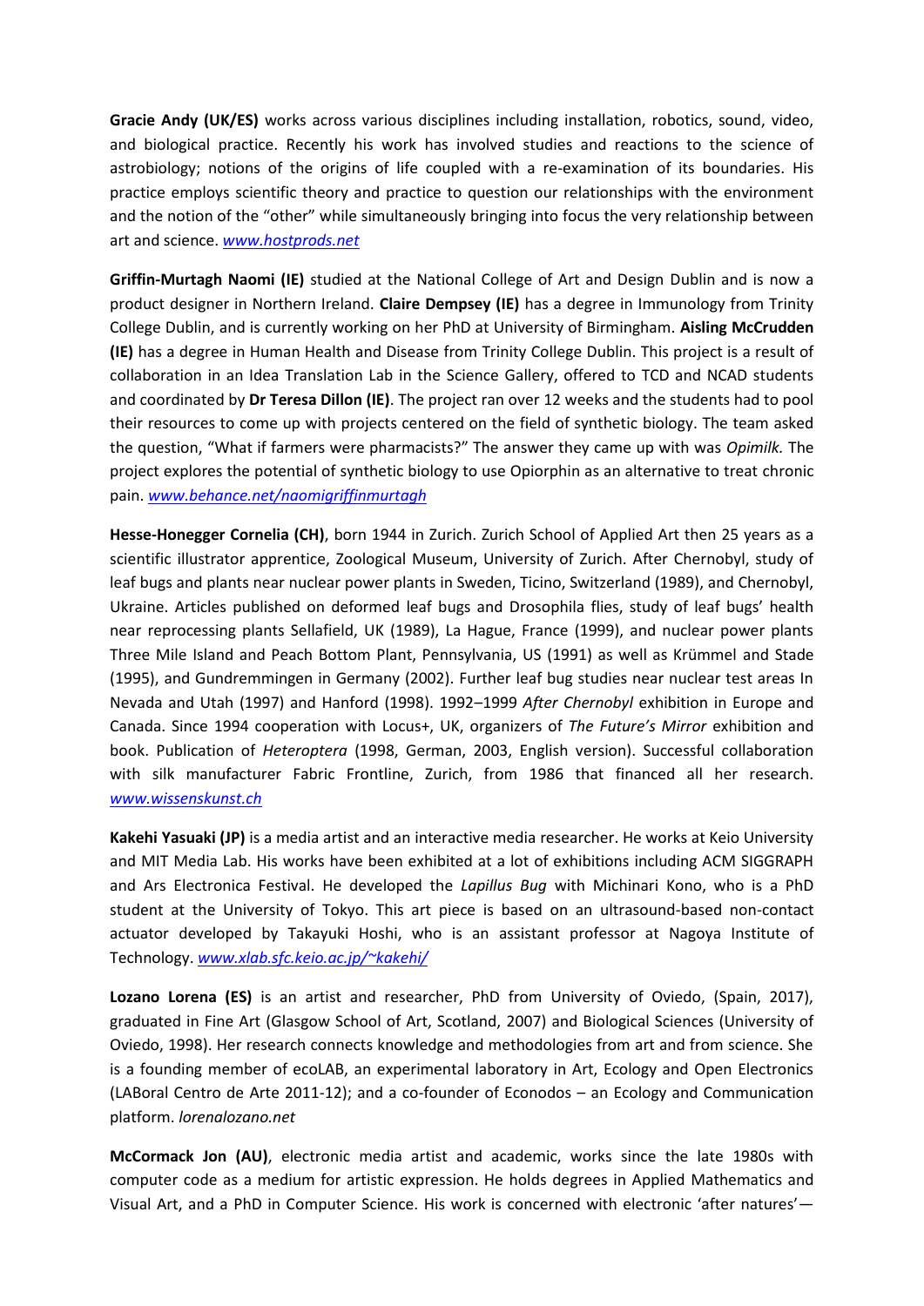**Gracie Andy (UK/ES)** works across various disciplines including installation, robotics, sound, video, and biological practice. Recently his work has involved studies and reactions to the science of astrobiology; notions of the origins of life coupled with a re-examination of its boundaries. His practice employs scientific theory and practice to question our relationships with the environment and the notion of the "other" while simultaneously bringing into focus the very relationship between art and science. *www.hostprods.net*

**Griffin-Murtagh Naomi (IE)** studied at the National College of Art and Design Dublin and is now a product designer in Northern Ireland. **Claire Dempsey (IE)** has a degree in Immunology from Trinity College Dublin, and is currently working on her PhD at University of Birmingham. **Aisling McCrudden (IE)** has a degree in Human Health and Disease from Trinity College Dublin. This project is a result of collaboration in an Idea Translation Lab in the Science Gallery, offered to TCD and NCAD students and coordinated by **Dr Teresa Dillon (IE)**. The project ran over 12 weeks and the students had to pool their resources to come up with projects centered on the field of synthetic biology. The team asked the question, "What if farmers were pharmacists?" The answer they came up with was *Opimilk.* The project explores the potential of synthetic biology to use Opiorphin as an alternative to treat chronic pain. *www.behance.net/naomigriffinmurtagh*

**Hesse-Honegger Cornelia (CH)**, born 1944 in Zurich. Zurich School of Applied Art then 25 years as a scientific illustrator apprentice, Zoological Museum, University of Zurich. After Chernobyl, study of leaf bugs and plants near nuclear power plants in Sweden, Ticino, Switzerland (1989), and Chernobyl, Ukraine. Articles published on deformed leaf bugs and Drosophila flies, study of leaf bugs' health near reprocessing plants Sellafield, UK (1989), La Hague, France (1999), and nuclear power plants Three Mile Island and Peach Bottom Plant, Pennsylvania, US (1991) as well as Krümmel and Stade (1995), and Gundremmingen in Germany (2002). Further leaf bug studies near nuclear test areas In Nevada and Utah (1997) and Hanford (1998). 1992–1999 *After Chernobyl* exhibition in Europe and Canada. Since 1994 cooperation with Locus+, UK, organizers of *The Future's Mirror* exhibition and book. Publication of *Heteroptera* (1998, German, 2003, English version). Successful collaboration with silk manufacturer Fabric Frontline, Zurich, from 1986 that financed all her research. *www.wissenskunst.ch*

**Kakehi Yasuaki (JP)** is a media artist and an interactive media researcher. He works at Keio University and MIT Media Lab. His works have been exhibited at a lot of exhibitions including ACM SIGGRAPH and Ars Electronica Festival. He developed the *Lapillus Bug* with Michinari Kono, who is a PhD student at the University of Tokyo. This art piece is based on an ultrasound-based non-contact actuator developed by Takayuki Hoshi, who is an assistant professor at Nagoya Institute of Technology. *www.xlab.sfc.keio.ac.jp/~kakehi/*

**Lozano Lorena (ES)** is an artist and researcher, PhD from University of Oviedo, (Spain, 2017), graduated in Fine Art (Glasgow School of Art, Scotland, 2007) and Biological Sciences (University of Oviedo, 1998). Her research connects knowledge and methodologies from art and from science. She is a founding member of ecoLAB, an experimental laboratory in Art, Ecology and Open Electronics (LABoral Centro de Arte 2011-12); and a co-founder of Econodos – an Ecology and Communication platform. *lorenalozano.net*

**McCormack Jon (AU)**, electronic media artist and academic, works since the late 1980s with computer code as a medium for artistic expression. He holds degrees in Applied Mathematics and Visual Art, and a PhD in Computer Science. His work is concerned with electronic 'after natures'—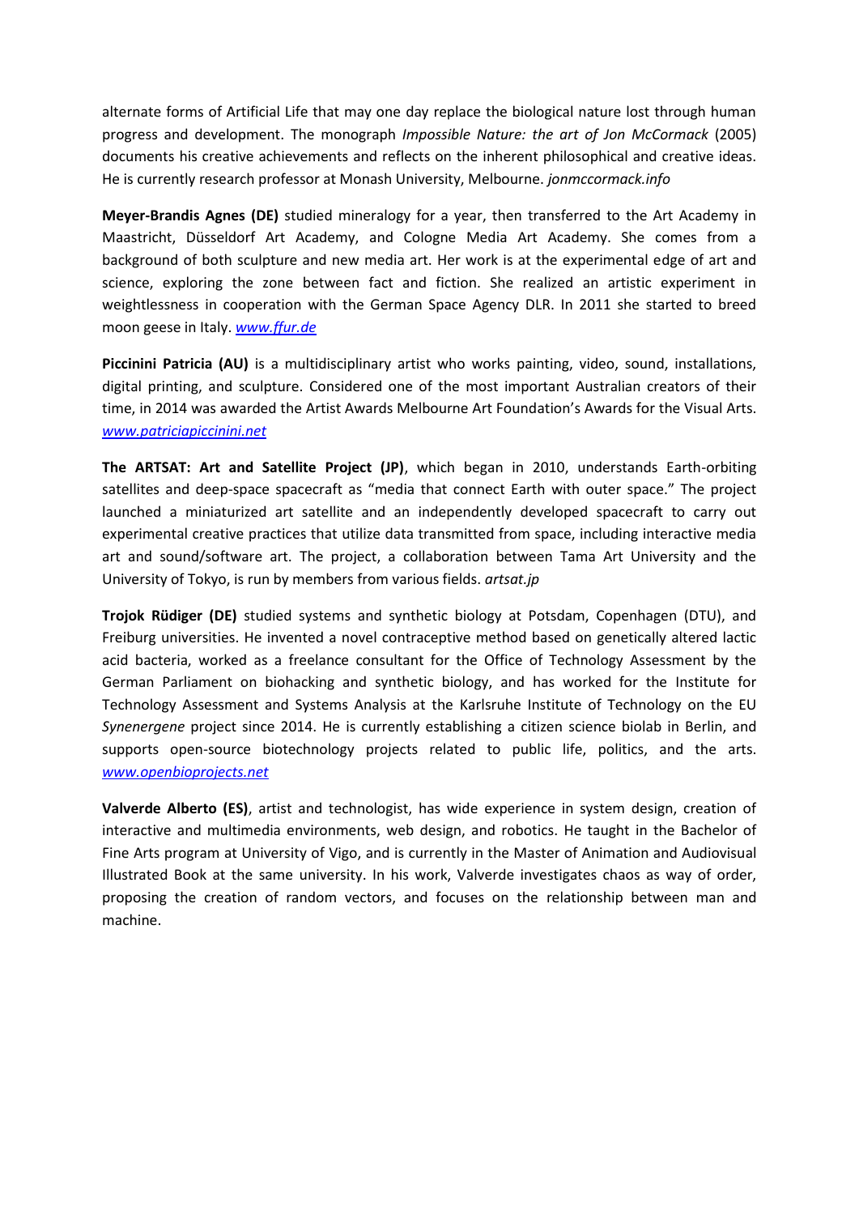alternate forms of Artificial Life that may one day replace the biological nature lost through human progress and development. The monograph *Impossible Nature: the art of Jon McCormack* (2005) documents his creative achievements and reflects on the inherent philosophical and creative ideas. He is currently research professor at Monash University, Melbourne. *jonmccormack.info*

**Meyer-Brandis Agnes (DE)** studied mineralogy for a year, then transferred to the Art Academy in Maastricht, Düsseldorf Art Academy, and Cologne Media Art Academy. She comes from a background of both sculpture and new media art. Her work is at the experimental edge of art and science, exploring the zone between fact and fiction. She realized an artistic experiment in weightlessness in cooperation with the German Space Agency DLR. In 2011 she started to breed moon geese in Italy. *www.ffur.de*

**Piccinini Patricia (AU)** is a multidisciplinary artist who works painting, video, sound, installations, digital printing, and sculpture. Considered one of the most important Australian creators of their time, in 2014 was awarded the Artist Awards Melbourne Art Foundation's Awards for the Visual Arts. *www.patriciapiccinini.net*

**The ARTSAT: Art and Satellite Project (JP)**, which began in 2010, understands Earth-orbiting satellites and deep-space spacecraft as "media that connect Earth with outer space." The project launched a miniaturized art satellite and an independently developed spacecraft to carry out experimental creative practices that utilize data transmitted from space, including interactive media art and sound/software art. The project, a collaboration between Tama Art University and the University of Tokyo, is run by members from various fields. *artsat.jp*

**Trojok Rüdiger (DE)** studied systems and synthetic biology at Potsdam, Copenhagen (DTU), and Freiburg universities. He invented a novel contraceptive method based on genetically altered lactic acid bacteria, worked as a freelance consultant for the Office of Technology Assessment by the German Parliament on biohacking and synthetic biology, and has worked for the Institute for Technology Assessment and Systems Analysis at the Karlsruhe Institute of Technology on the EU *Synenergene* project since 2014. He is currently establishing a citizen science biolab in Berlin, and supports open-source biotechnology projects related to public life, politics, and the arts. *www.openbioprojects.net*

**Valverde Alberto (ES)**, artist and technologist, has wide experience in system design, creation of interactive and multimedia environments, web design, and robotics. He taught in the Bachelor of Fine Arts program at University of Vigo, and is currently in the Master of Animation and Audiovisual Illustrated Book at the same university. In his work, Valverde investigates chaos as way of order, proposing the creation of random vectors, and focuses on the relationship between man and machine.